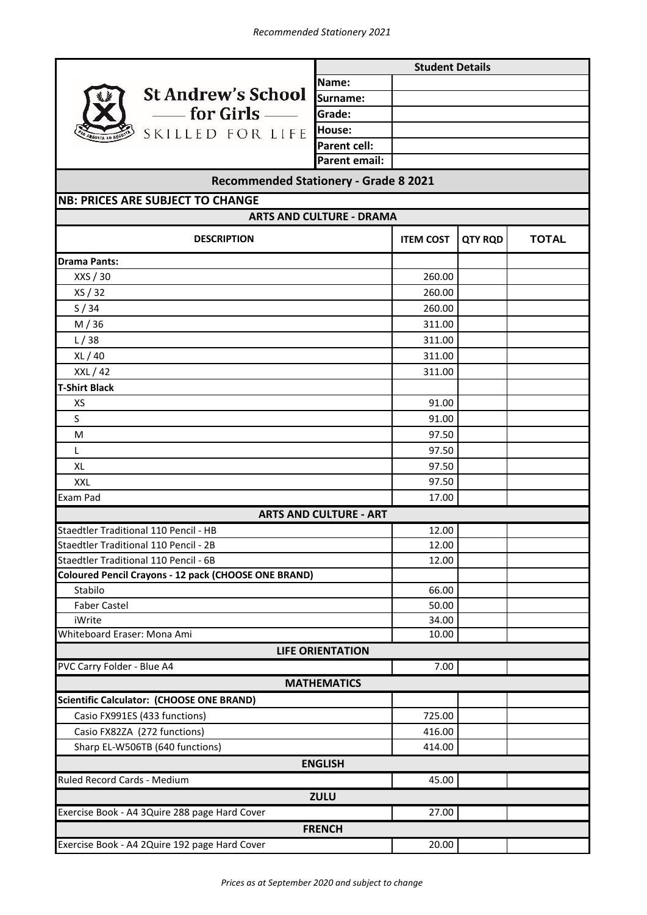*Recommended Stationery 2021*

**St Andrew's School for Girls**
SKILLED FOR LIFE

| Student Details | |
|---|---|
| Name: | |
| Surname: | |
| Grade: | |
| House: | |
| Parent cell: | |
| Parent email: | |

## Recommended Stationery - Grade 8 2021

**NB: PRICES ARE SUBJECT TO CHANGE**

| DESCRIPTION | ITEM COST | QTY RQD | TOTAL |
|---|---|---|---|
| **ARTS AND CULTURE - DRAMA** | | | |
| **Drama Pants:** | | | |
| XXS / 30 | 260.00 | | |
| XS / 32 | 260.00 | | |
| S / 34 | 260.00 | | |
| M / 36 | 311.00 | | |
| L / 38 | 311.00 | | |
| XL / 40 | 311.00 | | |
| XXL / 42 | 311.00 | | |
| **T-Shirt Black** | | | |
| XS | 91.00 | | |
| S | 91.00 | | |
| M | 97.50 | | |
| L | 97.50 | | |
| XL | 97.50 | | |
| XXL | 97.50 | | |
| Exam Pad | 17.00 | | |
| **ARTS AND CULTURE - ART** | | | |
| Staedtler Traditional 110 Pencil - HB | 12.00 | | |
| Staedtler Traditional 110 Pencil - 2B | 12.00 | | |
| Staedtler Traditional 110 Pencil - 6B | 12.00 | | |
| **Coloured Pencil Crayons - 12 pack (CHOOSE ONE BRAND)** | | | |
| Stabilo | 66.00 | | |
| Faber Castel | 50.00 | | |
| iWrite | 34.00 | | |
| Whiteboard Eraser: Mona Ami | 10.00 | | |
| **LIFE ORIENTATION** | | | |
| PVC Carry Folder - Blue A4 | 7.00 | | |
| **MATHEMATICS** | | | |
| **Scientific Calculator: (CHOOSE ONE BRAND)** | | | |
| Casio FX991ES (433 functions) | 725.00 | | |
| Casio FX82ZA (272 functions) | 416.00 | | |
| Sharp EL-W506TB (640 functions) | 414.00 | | |
| **ENGLISH** | | | |
| Ruled Record Cards - Medium | 45.00 | | |
| **ZULU** | | | |
| Exercise Book - A4 3Quire 288 page Hard Cover | 27.00 | | |
| **FRENCH** | | | |
| Exercise Book - A4 2Quire 192 page Hard Cover | 20.00 | | |

*Prices as at September 2020 and subject to change*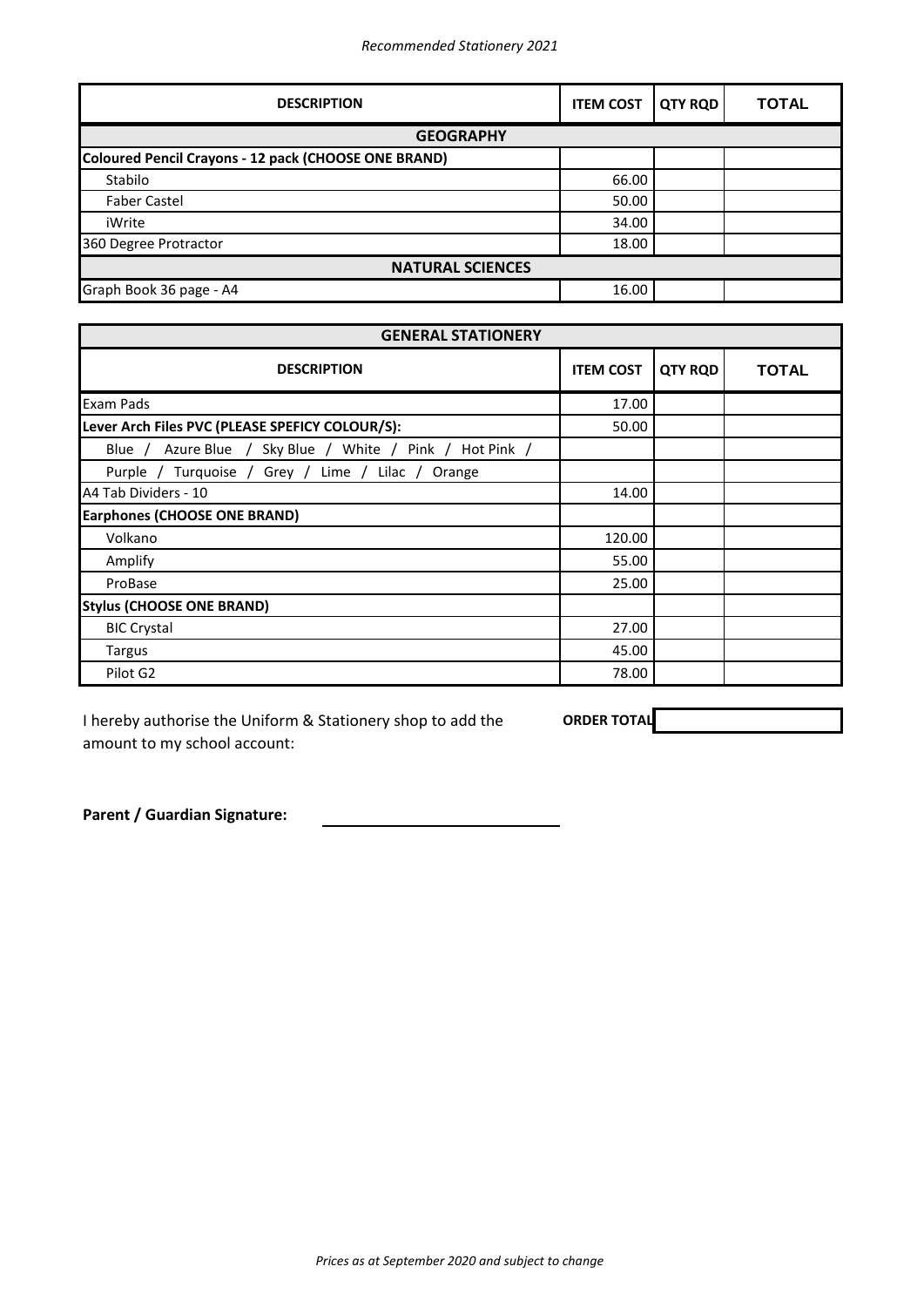*Recommended Stationery 2021*

| DESCRIPTION | ITEM COST | QTY RQD | TOTAL |
|---|---|---|---|
| **GEOGRAPHY** | | | |
| **Coloured Pencil Crayons - 12 pack (CHOOSE ONE BRAND)** | | | |
| Stabilo | 66.00 | | |
| Faber Castel | 50.00 | | |
| iWrite | 34.00 | | |
| 360 Degree Protractor | 18.00 | | |
| **NATURAL SCIENCES** | | | |
| Graph Book 36 page - A4 | 16.00 | | |

| GENERAL STATIONERY | | | |
|---|---|---|---|
| **DESCRIPTION** | **ITEM COST** | **QTY RQD** | **TOTAL** |
| Exam Pads | 17.00 | | |
| **Lever Arch Files PVC (PLEASE SPEFICY COLOUR/S):** | 50.00 | | |
| Blue / Azure Blue / Sky Blue / White / Pink / Hot Pink / | | | |
| Purple / Turquoise / Grey / Lime / Lilac / Orange | | | |
| A4 Tab Dividers - 10 | 14.00 | | |
| **Earphones (CHOOSE ONE BRAND)** | | | |
| Volkano | 120.00 | | |
| Amplify | 55.00 | | |
| ProBase | 25.00 | | |
| **Stylus (CHOOSE ONE BRAND)** | | | |
| BIC Crystal | 27.00 | | |
| Targus | 45.00 | | |
| Pilot G2 | 78.00 | | |

I hereby authorise the Uniform & Stationery shop to add the amount to my school account:

**ORDER TOTAL** ____________________

**Parent / Guardian Signature:** ____________________

*Prices as at September 2020 and subject to change*